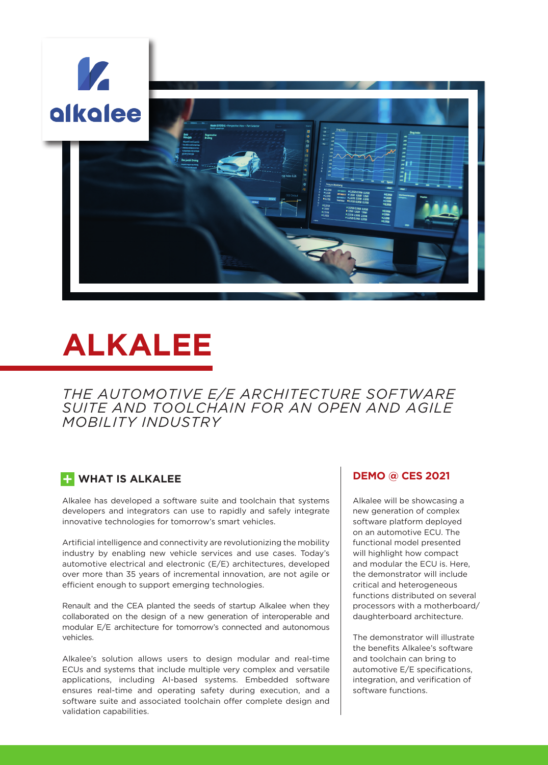# ALKALEE

*THE AUTOMOTIVE E/E ARCHITECTURE SOFTWARE SUITE AND TOOLCHAIN FOR AN OPEN AND AGILE MOBILITY INDUSTRY*

## WHAT IS ALKALEE

Alkalee has developed a software suite and toolchain that systems developers and integrators can use to rapidly and safely integrate innovative technologies for tomorrow's smart vehicles.

Artificial intelligence and connectivity are revolutionizing the mobility industry by enabling new vehicle services and use cases. Today's automotive electrical and electronic (E/E) architectures, developed over more than 35 years of incremental innovation, are not agile or efficient enough to support emerging technologies.

Renault and the CEA planted the seeds of startup Alkalee when they collaborated on the design of a new generation of interoperable and modular E/E architecture for tomorrow's connected and autonomous vehicles.

Alkalee's solution allows users to design modular and real-time ECUs and systems that include multiple very complex and versatile applications, including AI-based systems. Embedded software ensures real-time and operating safety during execution, and a software suite and associated toolchain offer complete design and validation capabilities.

## DEMO @ CES 2021

Alkalee will be showcasing a new generation of complex software platform deployed on an automotive ECU. The functional model presented will highlight how compact and modular the ECU is. Here, the demonstrator will include critical and heterogeneous functions distributed on several processors with a motherboard/daughterboard architecture.

The demonstrator will illustrate the benefits Alkalee's software and toolchain can bring to automotive E/E specifications, integration, and verification of software functions.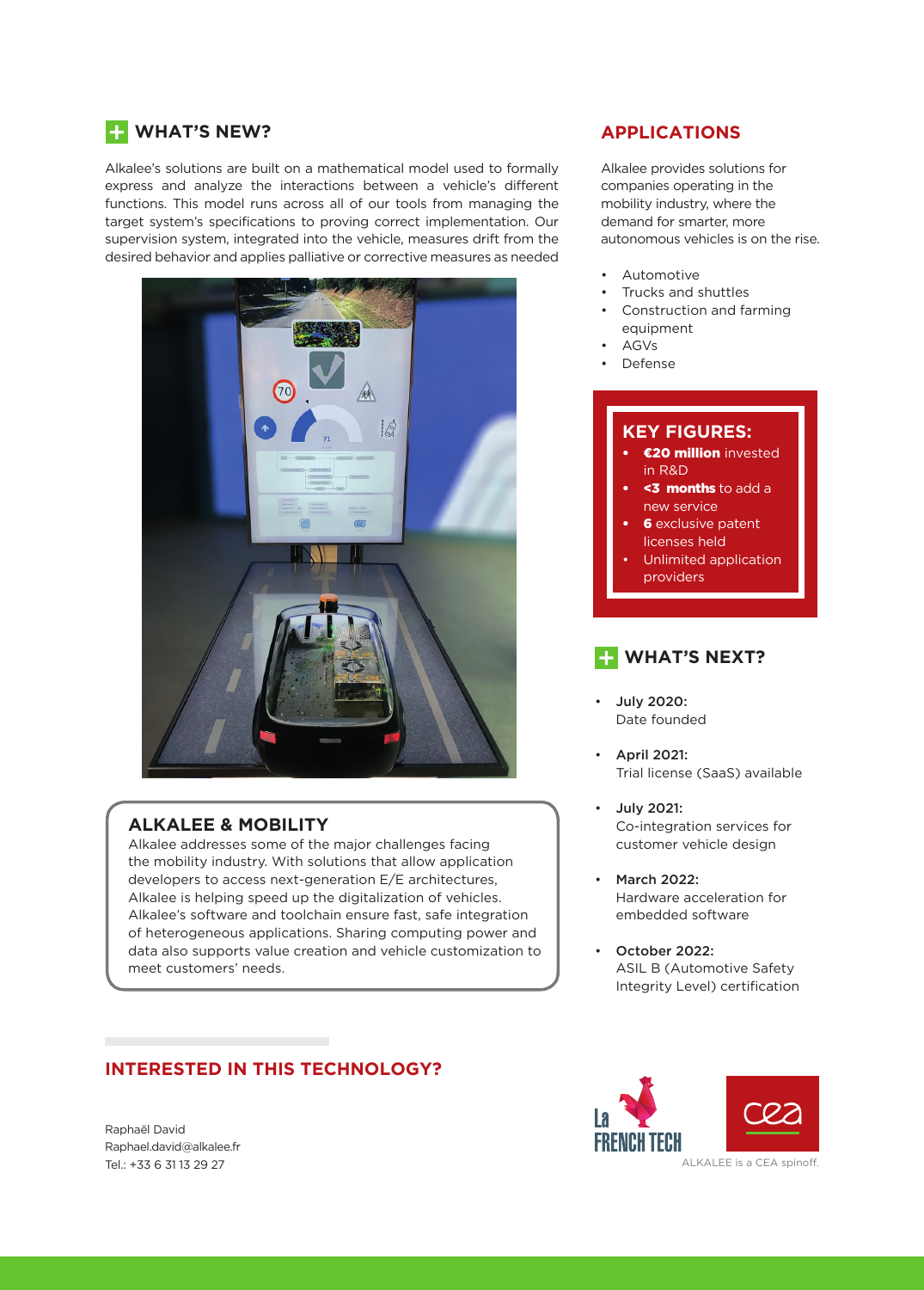## WHAT'S NEW?

Alkalee's solutions are built on a mathematical model used to formally express and analyze the interactions between a vehicle's different functions. This model runs across all of our tools from managing the target system's specifications to proving correct implementation. Our supervision system, integrated into the vehicle, measures drift from the desired behavior and applies palliative or corrective measures as needed

## ALKALEE & MOBILITY

Alkalee addresses some of the major challenges facing the mobility industry. With solutions that allow application developers to access next-generation E/E architectures, Alkalee is helping speed up the digitalization of vehicles. Alkalee's software and toolchain ensure fast, safe integration of heterogeneous applications. Sharing computing power and data also supports value creation and vehicle customization to meet customers' needs.

## APPLICATIONS

Alkalee provides solutions for companies operating in the mobility industry, where the demand for smarter, more autonomous vehicles is on the rise.

- Automotive
- Trucks and shuttles
- Construction and farming equipment
- AGVs
- Defense

### KEY FIGURES:

- **€20 million** invested in R&D
- **<3 months** to add a new service
- **6** exclusive patent licenses held
- Unlimited application providers

## WHAT'S NEXT?

- **July 2020:**
  Date founded
- **April 2021:**
  Trial license (SaaS) available
- **July 2021:**
  Co-integration services for customer vehicle design
- **March 2022:**
  Hardware acceleration for embedded software
- **October 2022:**
  ASIL B (Automotive Safety Integrity Level) certification

## INTERESTED IN THIS TECHNOLOGY?

Raphaël David
Raphael.david@alkalee.fr
Tel.: +33 6 31 13 29 27

ALKALEE is a CEA spinoff.